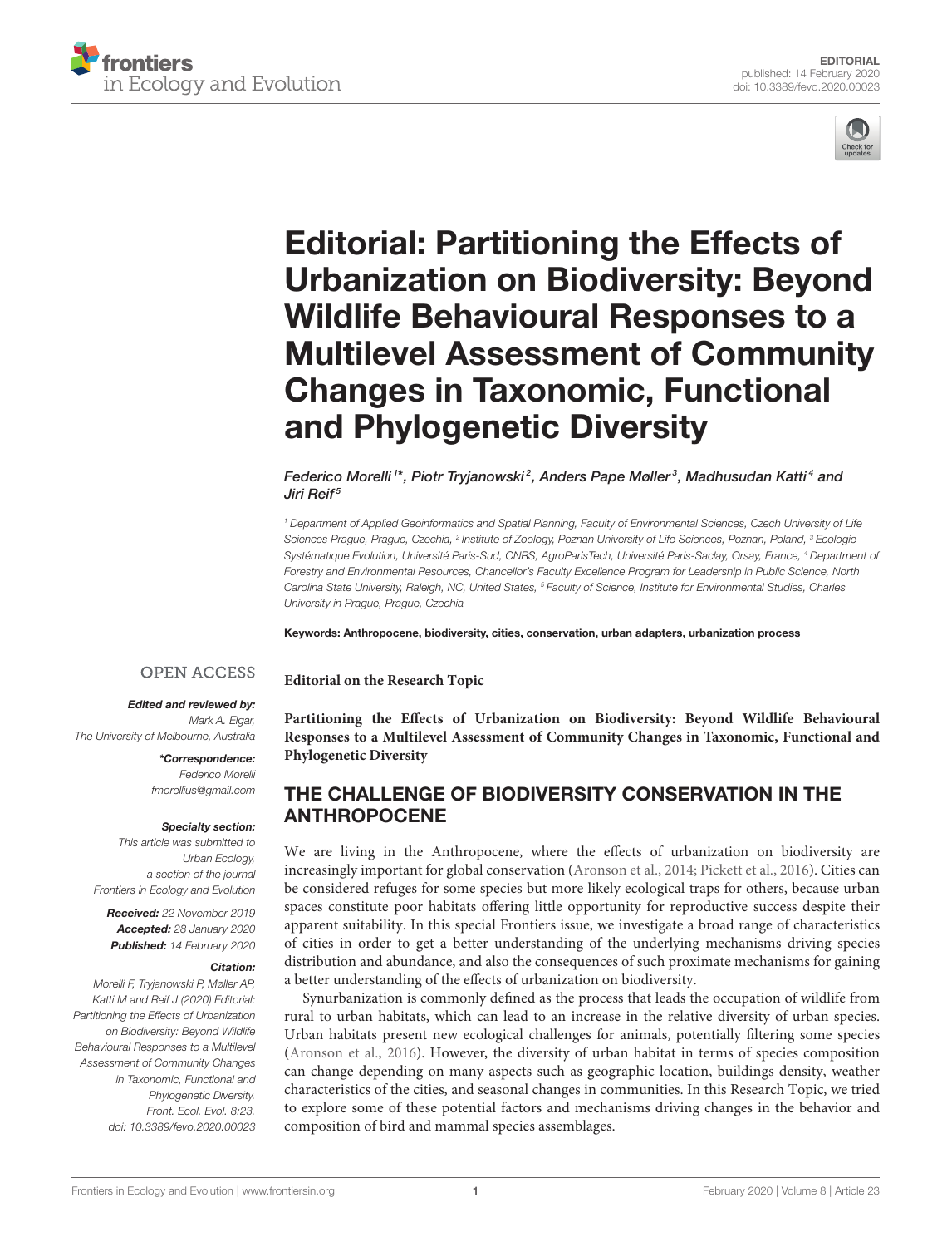EDITORIAL

published: 14 February 2020

doi: 10.3389/fevo.2020.00023

# Editorial: Partitioning the Effects of Urbanization on Biodiversity: Beyond Wildlife Behavioural Responses to a Multilevel Assessment of Community Changes in Taxonomic, Functional and Phylogenetic Diversity

*Federico Morelli[1]\*, Piotr Tryjanowski[2], Anders Pape Møller[3], Madhusudan Katti[4] and Jiri Reif[5]*

[1] Department of Applied Geoinformatics and Spatial Planning, Faculty of Environmental Sciences, Czech University of Life Sciences Prague, Prague, Czechia, [2] Institute of Zoology, Poznan University of Life Sciences, Poznan, Poland, [3] Ecologie Systématique Evolution, Université Paris-Sud, CNRS, AgroParisTech, Université Paris-Saclay, Orsay, France, [4] Department of Forestry and Environmental Resources, Chancellor's Faculty Excellence Program for Leadership in Public Science, North Carolina State University, Raleigh, NC, United States, [5] Faculty of Science, Institute for Environmental Studies, Charles University in Prague, Prague, Czechia

**Keywords:** Anthropocene, biodiversity, cities, conservation, urban adapters, urbanization process

OPEN ACCESS

***Edited and reviewed by:***
*Mark A. Elgar,*
*The University of Melbourne, Australia*

***\*Correspondence:***
*Federico Morelli*
*fmorellius@gmail.com*

***Specialty section:***
*This article was submitted to Urban Ecology, a section of the journal Frontiers in Ecology and Evolution*

***Received:*** *22 November 2019*
***Accepted:*** *28 January 2020*
***Published:*** *14 February 2020*

***Citation:***
*Morelli F, Tryjanowski P, Møller AP, Katti M and Reif J (2020) Editorial: Partitioning the Effects of Urbanization on Biodiversity: Beyond Wildlife Behavioural Responses to a Multilevel Assessment of Community Changes in Taxonomic, Functional and Phylogenetic Diversity. Front. Ecol. Evol. 8:23. doi: 10.3389/fevo.2020.00023*

**Editorial on the Research Topic**

**Partitioning the Effects of Urbanization on Biodiversity: Beyond Wildlife Behavioural Responses to a Multilevel Assessment of Community Changes in Taxonomic, Functional and Phylogenetic Diversity**

## THE CHALLENGE OF BIODIVERSITY CONSERVATION IN THE ANTHROPOCENE

We are living in the Anthropocene, where the effects of urbanization on biodiversity are increasingly important for global conservation (Aronson et al., 2014; Pickett et al., 2016). Cities can be considered refuges for some species but more likely ecological traps for others, because urban spaces constitute poor habitats offering little opportunity for reproductive success despite their apparent suitability. In this special Frontiers issue, we investigate a broad range of characteristics of cities in order to get a better understanding of the underlying mechanisms driving species distribution and abundance, and also the consequences of such proximate mechanisms for gaining a better understanding of the effects of urbanization on biodiversity.

Synurbanization is commonly defined as the process that leads the occupation of wildlife from rural to urban habitats, which can lead to an increase in the relative diversity of urban species. Urban habitats present new ecological challenges for animals, potentially filtering some species (Aronson et al., 2016). However, the diversity of urban habitat in terms of species composition can change depending on many aspects such as geographic location, buildings density, weather characteristics of the cities, and seasonal changes in communities. In this Research Topic, we tried to explore some of these potential factors and mechanisms driving changes in the behavior and composition of bird and mammal species assemblages.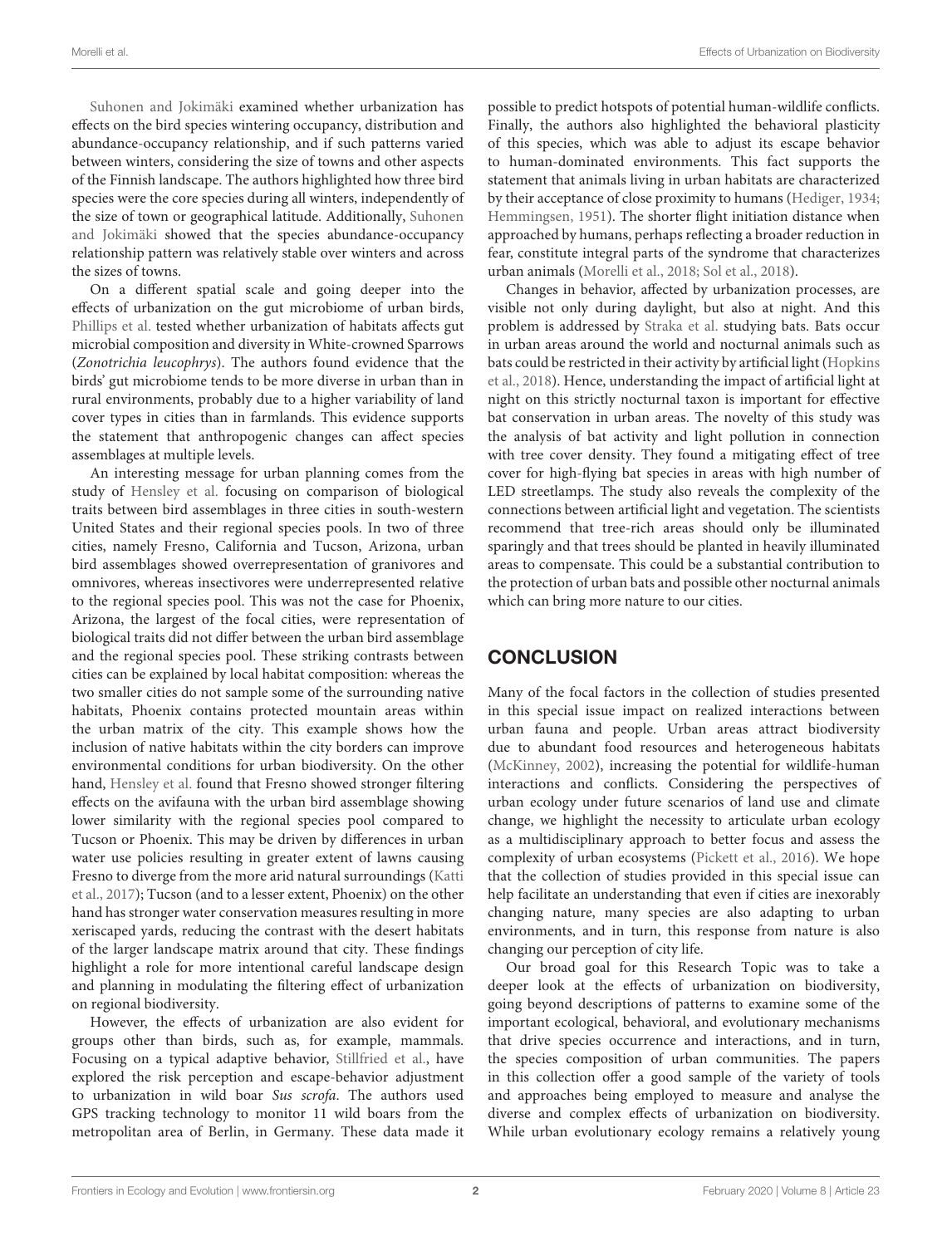Suhonen and Jokimäki examined whether urbanization has effects on the bird species wintering occupancy, distribution and abundance-occupancy relationship, and if such patterns varied between winters, considering the size of towns and other aspects of the Finnish landscape. The authors highlighted how three bird species were the core species during all winters, independently of the size of town or geographical latitude. Additionally, Suhonen and Jokimäki showed that the species abundance-occupancy relationship pattern was relatively stable over winters and across the sizes of towns.

On a different spatial scale and going deeper into the effects of urbanization on the gut microbiome of urban birds, Phillips et al. tested whether urbanization of habitats affects gut microbial composition and diversity in White-crowned Sparrows (*Zonotrichia leucophrys*). The authors found evidence that the birds' gut microbiome tends to be more diverse in urban than in rural environments, probably due to a higher variability of land cover types in cities than in farmlands. This evidence supports the statement that anthropogenic changes can affect species assemblages at multiple levels.

An interesting message for urban planning comes from the study of Hensley et al. focusing on comparison of biological traits between bird assemblages in three cities in south-western United States and their regional species pools. In two of three cities, namely Fresno, California and Tucson, Arizona, urban bird assemblages showed overrepresentation of granivores and omnivores, whereas insectivores were underrepresented relative to the regional species pool. This was not the case for Phoenix, Arizona, the largest of the focal cities, were representation of biological traits did not differ between the urban bird assemblage and the regional species pool. These striking contrasts between cities can be explained by local habitat composition: whereas the two smaller cities do not sample some of the surrounding native habitats, Phoenix contains protected mountain areas within the urban matrix of the city. This example shows how the inclusion of native habitats within the city borders can improve environmental conditions for urban biodiversity. On the other hand, Hensley et al. found that Fresno showed stronger filtering effects on the avifauna with the urban bird assemblage showing lower similarity with the regional species pool compared to Tucson or Phoenix. This may be driven by differences in urban water use policies resulting in greater extent of lawns causing Fresno to diverge from the more arid natural surroundings (Katti et al., 2017); Tucson (and to a lesser extent, Phoenix) on the other hand has stronger water conservation measures resulting in more xeriscaped yards, reducing the contrast with the desert habitats of the larger landscape matrix around that city. These findings highlight a role for more intentional careful landscape design and planning in modulating the filtering effect of urbanization on regional biodiversity.

However, the effects of urbanization are also evident for groups other than birds, such as, for example, mammals. Focusing on a typical adaptive behavior, Stillfried et al., have explored the risk perception and escape-behavior adjustment to urbanization in wild boar *Sus scrofa*. The authors used GPS tracking technology to monitor 11 wild boars from the metropolitan area of Berlin, in Germany. These data made it possible to predict hotspots of potential human-wildlife conflicts. Finally, the authors also highlighted the behavioral plasticity of this species, which was able to adjust its escape behavior to human-dominated environments. This fact supports the statement that animals living in urban habitats are characterized by their acceptance of close proximity to humans (Hediger, 1934; Hemmingsen, 1951). The shorter flight initiation distance when approached by humans, perhaps reflecting a broader reduction in fear, constitute integral parts of the syndrome that characterizes urban animals (Morelli et al., 2018; Sol et al., 2018).

Changes in behavior, affected by urbanization processes, are visible not only during daylight, but also at night. And this problem is addressed by Straka et al. studying bats. Bats occur in urban areas around the world and nocturnal animals such as bats could be restricted in their activity by artificial light (Hopkins et al., 2018). Hence, understanding the impact of artificial light at night on this strictly nocturnal taxon is important for effective bat conservation in urban areas. The novelty of this study was the analysis of bat activity and light pollution in connection with tree cover density. They found a mitigating effect of tree cover for high-flying bat species in areas with high number of LED streetlamps. The study also reveals the complexity of the connections between artificial light and vegetation. The scientists recommend that tree-rich areas should only be illuminated sparingly and that trees should be planted in heavily illuminated areas to compensate. This could be a substantial contribution to the protection of urban bats and possible other nocturnal animals which can bring more nature to our cities.

## CONCLUSION

Many of the focal factors in the collection of studies presented in this special issue impact on realized interactions between urban fauna and people. Urban areas attract biodiversity due to abundant food resources and heterogeneous habitats (McKinney, 2002), increasing the potential for wildlife-human interactions and conflicts. Considering the perspectives of urban ecology under future scenarios of land use and climate change, we highlight the necessity to articulate urban ecology as a multidisciplinary approach to better focus and assess the complexity of urban ecosystems (Pickett et al., 2016). We hope that the collection of studies provided in this special issue can help facilitate an understanding that even if cities are inexorably changing nature, many species are also adapting to urban environments, and in turn, this response from nature is also changing our perception of city life.

Our broad goal for this Research Topic was to take a deeper look at the effects of urbanization on biodiversity, going beyond descriptions of patterns to examine some of the important ecological, behavioral, and evolutionary mechanisms that drive species occurrence and interactions, and in turn, the species composition of urban communities. The papers in this collection offer a good sample of the variety of tools and approaches being employed to measure and analyse the diverse and complex effects of urbanization on biodiversity. While urban evolutionary ecology remains a relatively young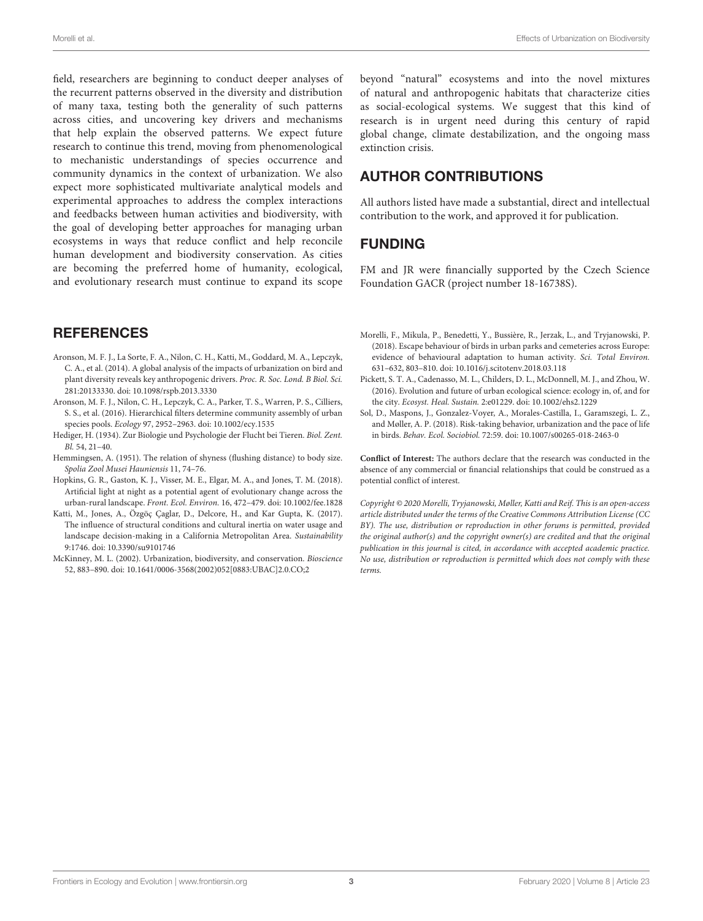field, researchers are beginning to conduct deeper analyses of the recurrent patterns observed in the diversity and distribution of many taxa, testing both the generality of such patterns across cities, and uncovering key drivers and mechanisms that help explain the observed patterns. We expect future research to continue this trend, moving from phenomenological to mechanistic understandings of species occurrence and community dynamics in the context of urbanization. We also expect more sophisticated multivariate analytical models and experimental approaches to address the complex interactions and feedbacks between human activities and biodiversity, with the goal of developing better approaches for managing urban ecosystems in ways that reduce conflict and help reconcile human development and biodiversity conservation. As cities are becoming the preferred home of humanity, ecological, and evolutionary research must continue to expand its scope beyond "natural" ecosystems and into the novel mixtures of natural and anthropogenic habitats that characterize cities as social-ecological systems. We suggest that this kind of research is in urgent need during this century of rapid global change, climate destabilization, and the ongoing mass extinction crisis.

## AUTHOR CONTRIBUTIONS

All authors listed have made a substantial, direct and intellectual contribution to the work, and approved it for publication.

## FUNDING

FM and JR were financially supported by the Czech Science Foundation GACR (project number 18-16738S).

## REFERENCES

Aronson, M. F. J., La Sorte, F. A., Nilon, C. H., Katti, M., Goddard, M. A., Lepczyk, C. A., et al. (2014). A global analysis of the impacts of urbanization on bird and plant diversity reveals key anthropogenic drivers. *Proc. R. Soc. Lond. B Biol. Sci.* 281:20133330. doi: 10.1098/rspb.2013.3330

Aronson, M. F. J., Nilon, C. H., Lepczyk, C. A., Parker, T. S., Warren, P. S., Cilliers, S. S., et al. (2016). Hierarchical filters determine community assembly of urban species pools. *Ecology* 97, 2952–2963. doi: 10.1002/ecy.1535

Hediger, H. (1934). Zur Biologie und Psychologie der Flucht bei Tieren. *Biol. Zent. Bl.* 54, 21–40.

Hemmingsen, A. (1951). The relation of shyness (flushing distance) to body size. *Spolia Zool Musei Hauniensis* 11, 74–76.

Hopkins, G. R., Gaston, K. J., Visser, M. E., Elgar, M. A., and Jones, T. M. (2018). Artificial light at night as a potential agent of evolutionary change across the urban-rural landscape. *Front. Ecol. Environ.* 16, 472–479. doi: 10.1002/fee.1828

Katti, M., Jones, A., Özgöç Çaglar, D., Delcore, H., and Kar Gupta, K. (2017). The influence of structural conditions and cultural inertia on water usage and landscape decision-making in a California Metropolitan Area. *Sustainability* 9:1746. doi: 10.3390/su9101746

McKinney, M. L. (2002). Urbanization, biodiversity, and conservation. *Bioscience* 52, 883–890. doi: 10.1641/0006-3568(2002)052[0883:UBAC]2.0.CO;2

Morelli, F., Mikula, P., Benedetti, Y., Bussière, R., Jerzak, L., and Tryjanowski, P. (2018). Escape behaviour of birds in urban parks and cemeteries across Europe: evidence of behavioural adaptation to human activity. *Sci. Total Environ.* 631–632, 803–810. doi: 10.1016/j.scitotenv.2018.03.118

Pickett, S. T. A., Cadenasso, M. L., Childers, D. L., McDonnell, M. J., and Zhou, W. (2016). Evolution and future of urban ecological science: ecology in, of, and for the city. *Ecosyst. Heal. Sustain.* 2:e01229. doi: 10.1002/ehs2.1229

Sol, D., Maspons, J., Gonzalez-Voyer, A., Morales-Castilla, I., Garamszegi, L. Z., and Møller, A. P. (2018). Risk-taking behavior, urbanization and the pace of life in birds. *Behav. Ecol. Sociobiol.* 72:59. doi: 10.1007/s00265-018-2463-0

**Conflict of Interest:** The authors declare that the research was conducted in the absence of any commercial or financial relationships that could be construed as a potential conflict of interest.

*Copyright © 2020 Morelli, Tryjanowski, Møller, Katti and Reif. This is an open-access article distributed under the terms of the Creative Commons Attribution License (CC BY). The use, distribution or reproduction in other forums is permitted, provided the original author(s) and the copyright owner(s) are credited and that the original publication in this journal is cited, in accordance with accepted academic practice. No use, distribution or reproduction is permitted which does not comply with these terms.*